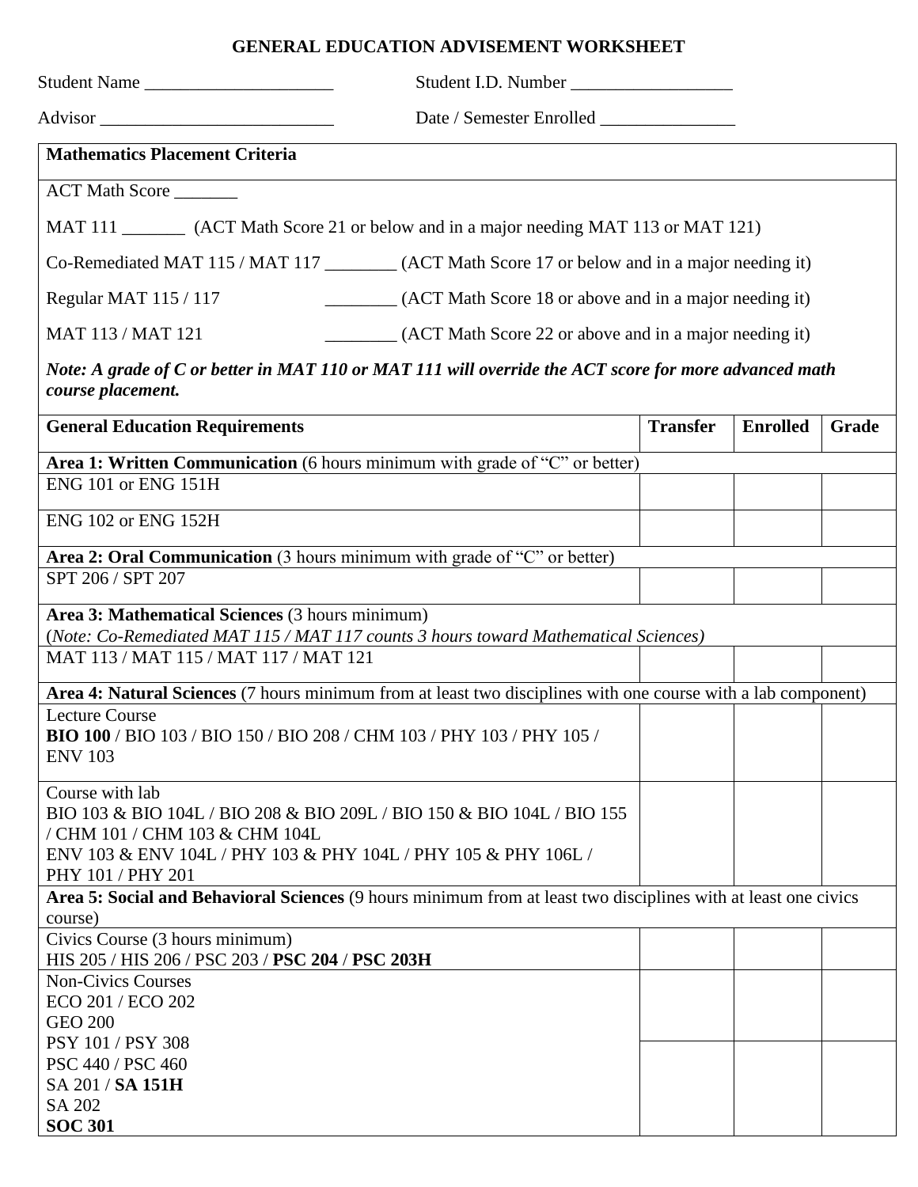# GENERAL EDUCATION ADVISEMENT WORKSHEET

Student Name _____________________ Student I.D. Number __________________

Advisor __________________________ Date / Semester Enrolled _______________

| **Mathematics Placement Criteria** | | |
|---|---|---|
| ACT Math Score _______ | | |
| MAT 111 _______ | | (ACT Math Score 21 or below and in a major needing MAT 113 or MAT 121) |
| Co-Remediated MAT 115 / MAT 117 | ________ | (ACT Math Score 17 or below and in a major needing it) |
| Regular MAT 115 / 117 | ________ | (ACT Math Score 18 or above and in a major needing it) |
| MAT 113 / MAT 121 | ________ | (ACT Math Score 22 or above and in a major needing it) |

***Note: A grade of C or better in MAT 110 or MAT 111 will override the ACT score for more advanced math course placement.***

| **General Education Requirements** | **Transfer** | **Enrolled** | **Grade** |
|---|---|---|---|
| **Area 1: Written Communication** (6 hours minimum with grade of "C" or better) | | | |
| ENG 101 or ENG 151H | | | |
| ENG 102 or ENG 152H | | | |
| **Area 2: Oral Communication** (3 hours minimum with grade of "C" or better) | | | |
| SPT 206 / SPT 207 | | | |
| **Area 3: Mathematical Sciences** (3 hours minimum) (*Note: Co-Remediated MAT 115 / MAT 117 counts 3 hours toward Mathematical Sciences)* | | | |
| MAT 113 / MAT 115 / MAT 117 / MAT 121 | | | |
| **Area 4: Natural Sciences** (7 hours minimum from at least two disciplines with one course with a lab component) | | | |
| Lecture Course<br>**BIO 100** / BIO 103 / BIO 150 / BIO 208 / CHM 103 / PHY 103 / PHY 105 / ENV 103 | | | |
| Course with lab<br>BIO 103 & BIO 104L / BIO 208 & BIO 209L / BIO 150 & BIO 104L / BIO 155 / CHM 101 / CHM 103 & CHM 104L<br>ENV 103 & ENV 104L / PHY 103 & PHY 104L / PHY 105 & PHY 106L / PHY 101 / PHY 201 | | | |
| **Area 5: Social and Behavioral Sciences** (9 hours minimum from at least two disciplines with at least one civics course) | | | |
| Civics Course (3 hours minimum)<br>HIS 205 / HIS 206 / PSC 203 / **PSC 204** / **PSC 203H** | | | |
| Non-Civics Courses<br>ECO 201 / ECO 202<br>GEO 200<br>PSY 101 / PSY 308<br>PSC 440 / PSC 460<br>SA 201 / **SA 151H**<br>SA 202<br>**SOC 301** | | | |
| | | | |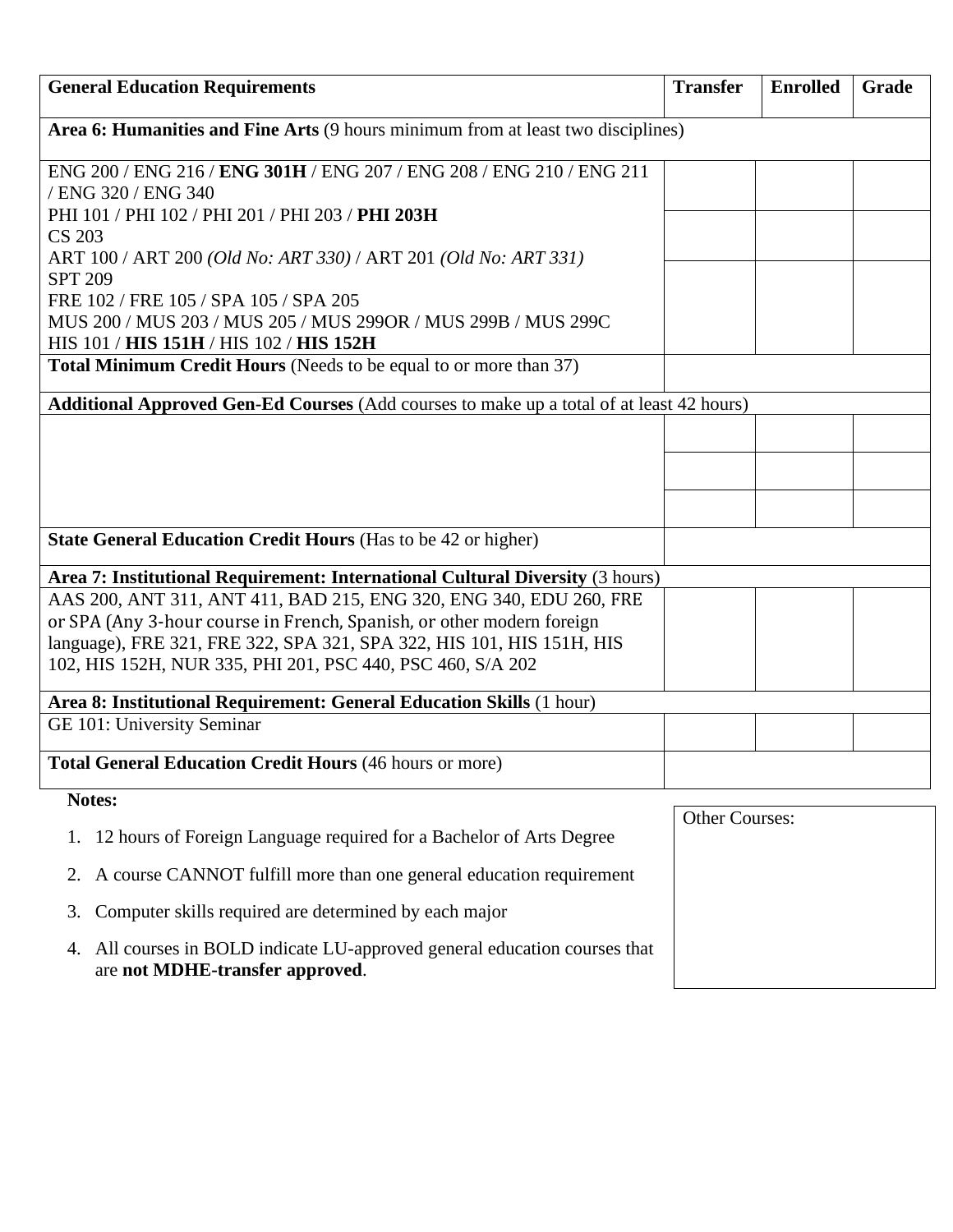| General Education Requirements | Transfer | Enrolled | Grade |
|---|---|---|---|
| **Area 6: Humanities and Fine Arts** (9 hours minimum from at least two disciplines) | | | |
| ENG 200 / ENG 216 / **ENG 301H** / ENG 207 / ENG 208 / ENG 210 / ENG 211 / ENG 320 / ENG 340<br>PHI 101 / PHI 102 / PHI 201 / PHI 203 / **PHI 203H**<br>CS 203<br>ART 100 / ART 200 *(Old No: ART 330)* / ART 201 *(Old No: ART 331)*<br>SPT 209<br>FRE 102 / FRE 105 / SPA 105 / SPA 205<br>MUS 200 / MUS 203 / MUS 205 / MUS 299OR / MUS 299B / MUS 299C<br>HIS 101 / **HIS 151H** / HIS 102 / **HIS 152H** | | | |
| | | | |
| | | | |
| **Total Minimum Credit Hours** (Needs to be equal to or more than 37) | | | |
| **Additional Approved Gen-Ed Courses** (Add courses to make up a total of at least 42 hours) | | | |
| | | | |
| | | | |
| | | | |
| **State General Education Credit Hours** (Has to be 42 or higher) | | | |
| **Area 7: Institutional Requirement: International Cultural Diversity** (3 hours) | | | |
| AAS 200, ANT 311, ANT 411, BAD 215, ENG 320, ENG 340, EDU 260, FRE or SPA (Any 3-hour course in French, Spanish, or other modern foreign language), FRE 321, FRE 322, SPA 321, SPA 322, HIS 101, HIS 151H, HIS 102, HIS 152H, NUR 335, PHI 201, PSC 440, PSC 460, S/A 202 | | | |
| **Area 8: Institutional Requirement: General Education Skills** (1 hour) | | | |
| GE 101: University Seminar | | | |
| **Total General Education Credit Hours** (46 hours or more) | | | |

**Notes:**

1. 12 hours of Foreign Language required for a Bachelor of Arts Degree
2. A course CANNOT fulfill more than one general education requirement
3. Computer skills required are determined by each major
4. All courses in BOLD indicate LU-approved general education courses that are **not MDHE-transfer approved**.

Other Courses: